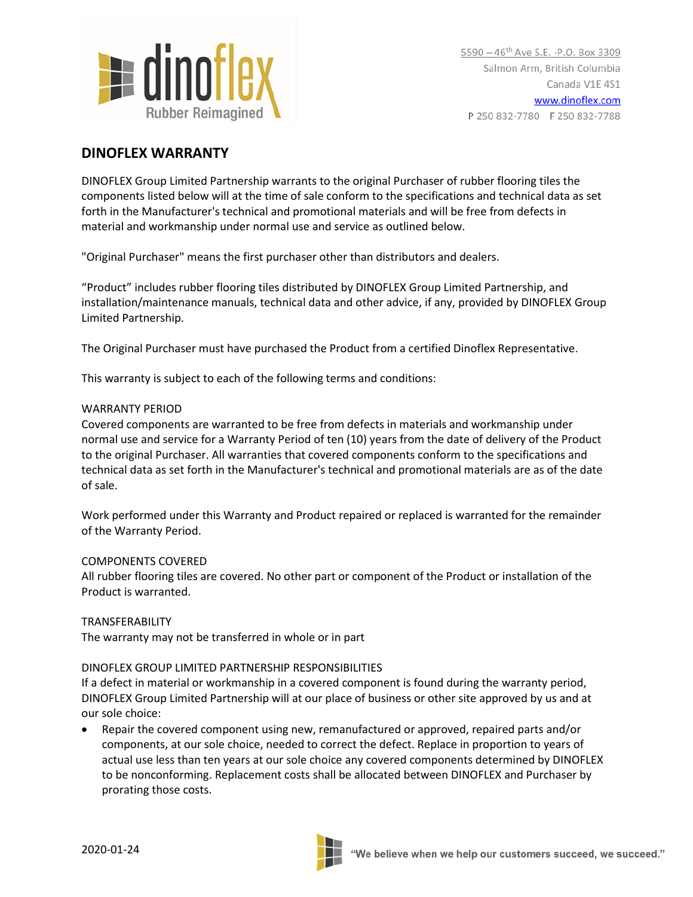dinoflex
Rubber Reimagined

5590 – 46th Ave S.E. ·P.O. Box 3309
Salmon Arm, British Columbia
Canada V1E 4S1
www.dinoflex.com
P 250 832-7780 F 250 832-7788

## DINOFLEX WARRANTY

DINOFLEX Group Limited Partnership warrants to the original Purchaser of rubber flooring tiles the components listed below will at the time of sale conform to the specifications and technical data as set forth in the Manufacturer's technical and promotional materials and will be free from defects in material and workmanship under normal use and service as outlined below.

"Original Purchaser" means the first purchaser other than distributors and dealers.

"Product" includes rubber flooring tiles distributed by DINOFLEX Group Limited Partnership, and installation/maintenance manuals, technical data and other advice, if any, provided by DINOFLEX Group Limited Partnership.

The Original Purchaser must have purchased the Product from a certified Dinoflex Representative.

This warranty is subject to each of the following terms and conditions:

### WARRANTY PERIOD

Covered components are warranted to be free from defects in materials and workmanship under normal use and service for a Warranty Period of ten (10) years from the date of delivery of the Product to the original Purchaser. All warranties that covered components conform to the specifications and technical data as set forth in the Manufacturer's technical and promotional materials are as of the date of sale.

Work performed under this Warranty and Product repaired or replaced is warranted for the remainder of the Warranty Period.

### COMPONENTS COVERED

All rubber flooring tiles are covered. No other part or component of the Product or installation of the Product is warranted.

### TRANSFERABILITY

The warranty may not be transferred in whole or in part

### DINOFLEX GROUP LIMITED PARTNERSHIP RESPONSIBILITIES

If a defect in material or workmanship in a covered component is found during the warranty period, DINOFLEX Group Limited Partnership will at our place of business or other site approved by us and at our sole choice:

- Repair the covered component using new, remanufactured or approved, repaired parts and/or components, at our sole choice, needed to correct the defect. Replace in proportion to years of actual use less than ten years at our sole choice any covered components determined by DINOFLEX to be nonconforming. Replacement costs shall be allocated between DINOFLEX and Purchaser by prorating those costs.

2020-01-24

"We believe when we help our customers succeed, we succeed."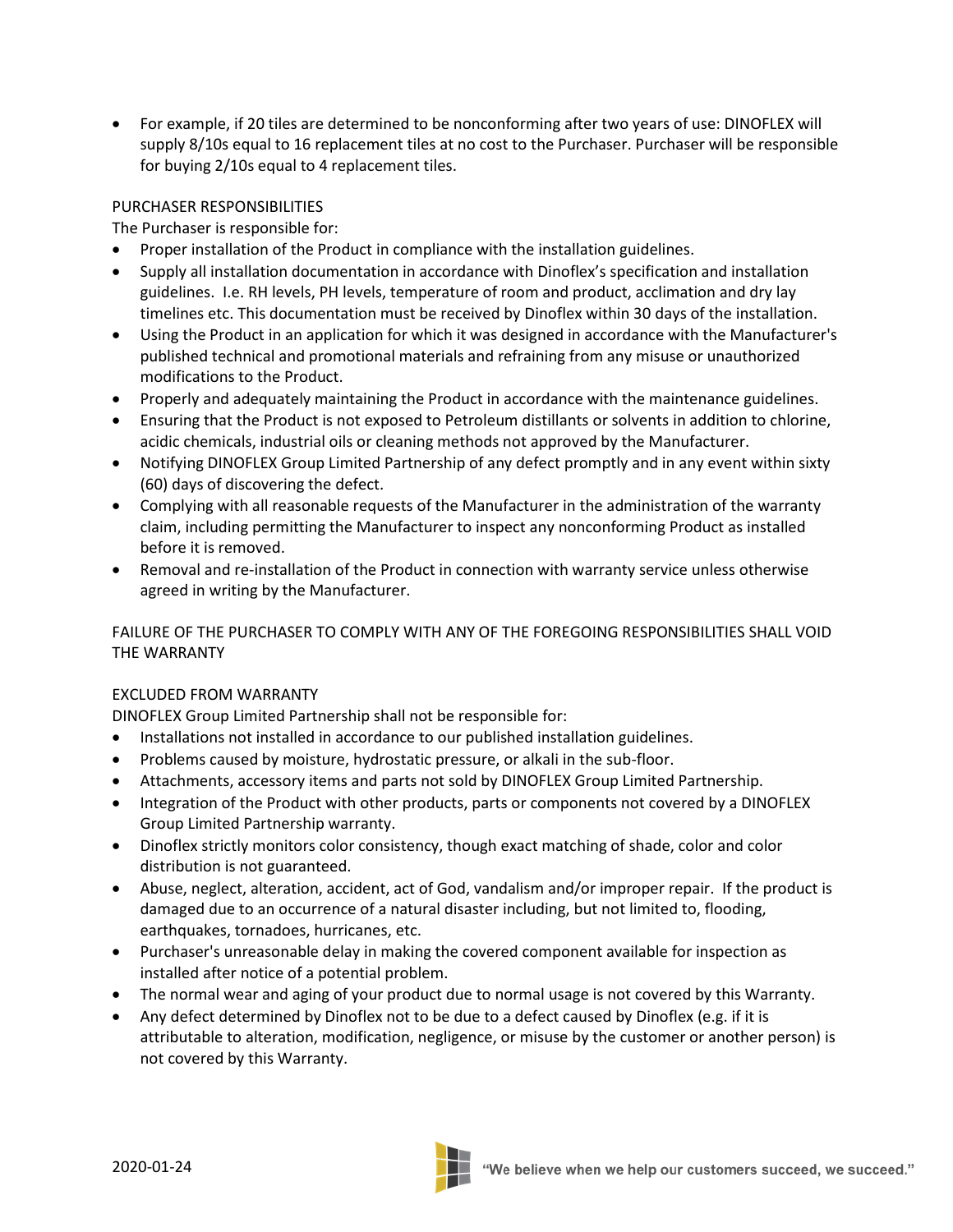- For example, if 20 tiles are determined to be nonconforming after two years of use: DINOFLEX will supply 8/10s equal to 16 replacement tiles at no cost to the Purchaser. Purchaser will be responsible for buying 2/10s equal to 4 replacement tiles.

PURCHASER RESPONSIBILITIES

The Purchaser is responsible for:

- Proper installation of the Product in compliance with the installation guidelines.
- Supply all installation documentation in accordance with Dinoflex's specification and installation guidelines. I.e. RH levels, PH levels, temperature of room and product, acclimation and dry lay timelines etc. This documentation must be received by Dinoflex within 30 days of the installation.
- Using the Product in an application for which it was designed in accordance with the Manufacturer's published technical and promotional materials and refraining from any misuse or unauthorized modifications to the Product.
- Properly and adequately maintaining the Product in accordance with the maintenance guidelines.
- Ensuring that the Product is not exposed to Petroleum distillants or solvents in addition to chlorine, acidic chemicals, industrial oils or cleaning methods not approved by the Manufacturer.
- Notifying DINOFLEX Group Limited Partnership of any defect promptly and in any event within sixty (60) days of discovering the defect.
- Complying with all reasonable requests of the Manufacturer in the administration of the warranty claim, including permitting the Manufacturer to inspect any nonconforming Product as installed before it is removed.
- Removal and re-installation of the Product in connection with warranty service unless otherwise agreed in writing by the Manufacturer.

FAILURE OF THE PURCHASER TO COMPLY WITH ANY OF THE FOREGOING RESPONSIBILITIES SHALL VOID THE WARRANTY

EXCLUDED FROM WARRANTY

DINOFLEX Group Limited Partnership shall not be responsible for:

- Installations not installed in accordance to our published installation guidelines.
- Problems caused by moisture, hydrostatic pressure, or alkali in the sub-floor.
- Attachments, accessory items and parts not sold by DINOFLEX Group Limited Partnership.
- Integration of the Product with other products, parts or components not covered by a DINOFLEX Group Limited Partnership warranty.
- Dinoflex strictly monitors color consistency, though exact matching of shade, color and color distribution is not guaranteed.
- Abuse, neglect, alteration, accident, act of God, vandalism and/or improper repair. If the product is damaged due to an occurrence of a natural disaster including, but not limited to, flooding, earthquakes, tornadoes, hurricanes, etc.
- Purchaser's unreasonable delay in making the covered component available for inspection as installed after notice of a potential problem.
- The normal wear and aging of your product due to normal usage is not covered by this Warranty.
- Any defect determined by Dinoflex not to be due to a defect caused by Dinoflex (e.g. if it is attributable to alteration, modification, negligence, or misuse by the customer or another person) is not covered by this Warranty.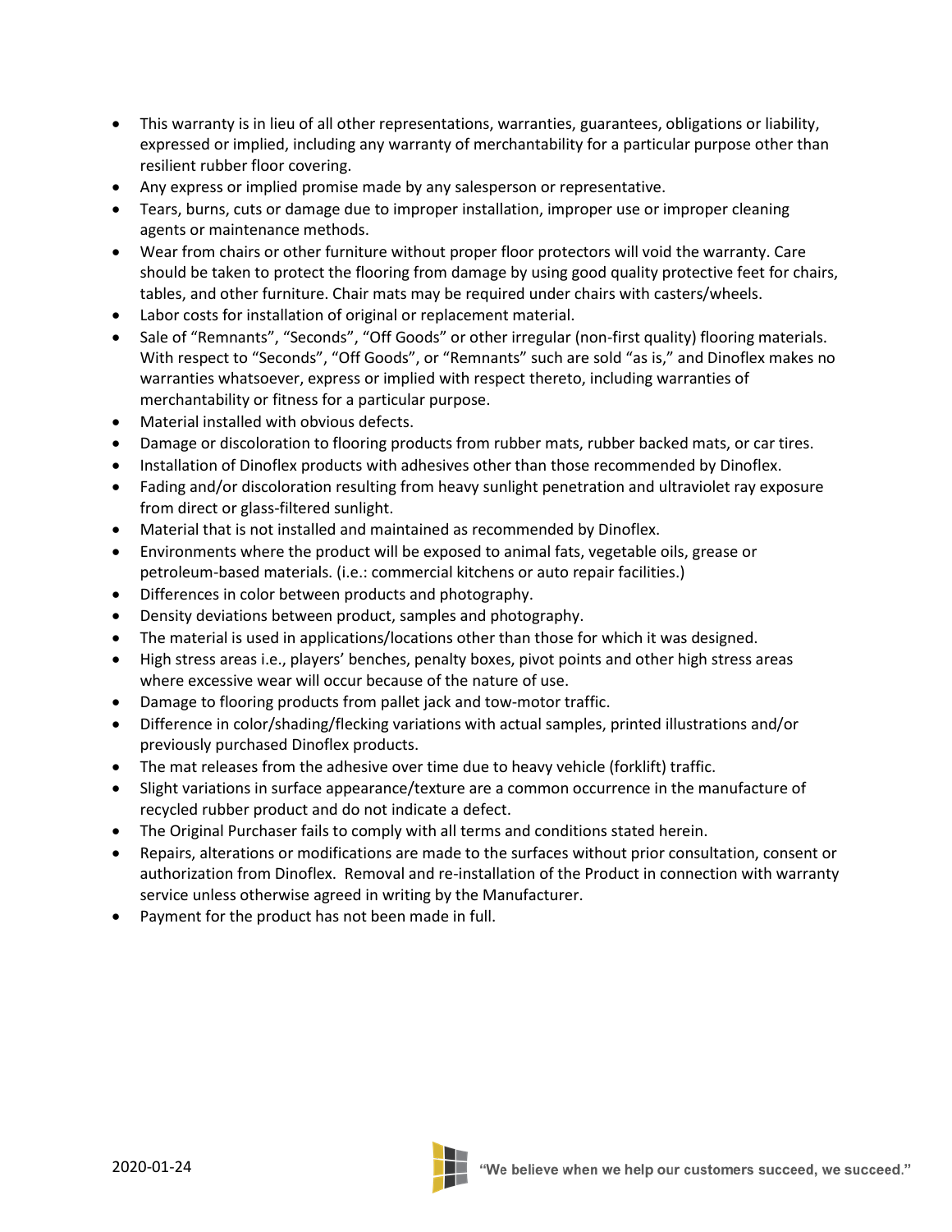- This warranty is in lieu of all other representations, warranties, guarantees, obligations or liability, expressed or implied, including any warranty of merchantability for a particular purpose other than resilient rubber floor covering.
- Any express or implied promise made by any salesperson or representative.
- Tears, burns, cuts or damage due to improper installation, improper use or improper cleaning agents or maintenance methods.
- Wear from chairs or other furniture without proper floor protectors will void the warranty. Care should be taken to protect the flooring from damage by using good quality protective feet for chairs, tables, and other furniture. Chair mats may be required under chairs with casters/wheels.
- Labor costs for installation of original or replacement material.
- Sale of "Remnants", "Seconds", "Off Goods" or other irregular (non-first quality) flooring materials. With respect to "Seconds", "Off Goods", or "Remnants" such are sold "as is," and Dinoflex makes no warranties whatsoever, express or implied with respect thereto, including warranties of merchantability or fitness for a particular purpose.
- Material installed with obvious defects.
- Damage or discoloration to flooring products from rubber mats, rubber backed mats, or car tires.
- Installation of Dinoflex products with adhesives other than those recommended by Dinoflex.
- Fading and/or discoloration resulting from heavy sunlight penetration and ultraviolet ray exposure from direct or glass-filtered sunlight.
- Material that is not installed and maintained as recommended by Dinoflex.
- Environments where the product will be exposed to animal fats, vegetable oils, grease or petroleum-based materials. (i.e.: commercial kitchens or auto repair facilities.)
- Differences in color between products and photography.
- Density deviations between product, samples and photography.
- The material is used in applications/locations other than those for which it was designed.
- High stress areas i.e., players' benches, penalty boxes, pivot points and other high stress areas where excessive wear will occur because of the nature of use.
- Damage to flooring products from pallet jack and tow-motor traffic.
- Difference in color/shading/flecking variations with actual samples, printed illustrations and/or previously purchased Dinoflex products.
- The mat releases from the adhesive over time due to heavy vehicle (forklift) traffic.
- Slight variations in surface appearance/texture are a common occurrence in the manufacture of recycled rubber product and do not indicate a defect.
- The Original Purchaser fails to comply with all terms and conditions stated herein.
- Repairs, alterations or modifications are made to the surfaces without prior consultation, consent or authorization from Dinoflex. Removal and re-installation of the Product in connection with warranty service unless otherwise agreed in writing by the Manufacturer.
- Payment for the product has not been made in full.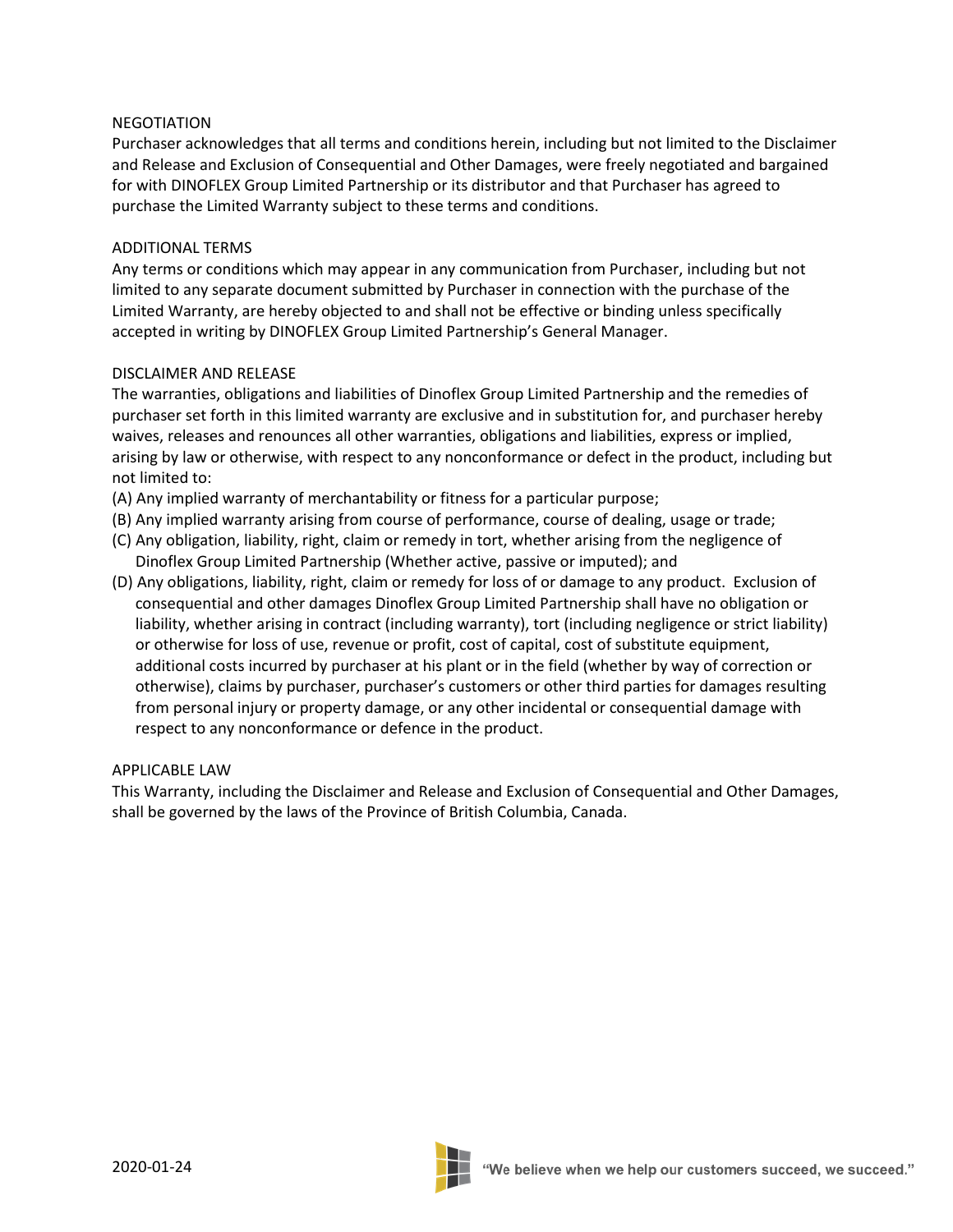## NEGOTIATION

Purchaser acknowledges that all terms and conditions herein, including but not limited to the Disclaimer and Release and Exclusion of Consequential and Other Damages, were freely negotiated and bargained for with DINOFLEX Group Limited Partnership or its distributor and that Purchaser has agreed to purchase the Limited Warranty subject to these terms and conditions.

## ADDITIONAL TERMS

Any terms or conditions which may appear in any communication from Purchaser, including but not limited to any separate document submitted by Purchaser in connection with the purchase of the Limited Warranty, are hereby objected to and shall not be effective or binding unless specifically accepted in writing by DINOFLEX Group Limited Partnership's General Manager.

## DISCLAIMER AND RELEASE

The warranties, obligations and liabilities of Dinoflex Group Limited Partnership and the remedies of purchaser set forth in this limited warranty are exclusive and in substitution for, and purchaser hereby waives, releases and renounces all other warranties, obligations and liabilities, express or implied, arising by law or otherwise, with respect to any nonconformance or defect in the product, including but not limited to:

(A) Any implied warranty of merchantability or fitness for a particular purpose;

(B) Any implied warranty arising from course of performance, course of dealing, usage or trade;

(C) Any obligation, liability, right, claim or remedy in tort, whether arising from the negligence of Dinoflex Group Limited Partnership (Whether active, passive or imputed); and

(D) Any obligations, liability, right, claim or remedy for loss of or damage to any product. Exclusion of consequential and other damages Dinoflex Group Limited Partnership shall have no obligation or liability, whether arising in contract (including warranty), tort (including negligence or strict liability) or otherwise for loss of use, revenue or profit, cost of capital, cost of substitute equipment, additional costs incurred by purchaser at his plant or in the field (whether by way of correction or otherwise), claims by purchaser, purchaser's customers or other third parties for damages resulting from personal injury or property damage, or any other incidental or consequential damage with respect to any nonconformance or defence in the product.

## APPLICABLE LAW

This Warranty, including the Disclaimer and Release and Exclusion of Consequential and Other Damages, shall be governed by the laws of the Province of British Columbia, Canada.

2020-01-24

"We believe when we help our customers succeed, we succeed."